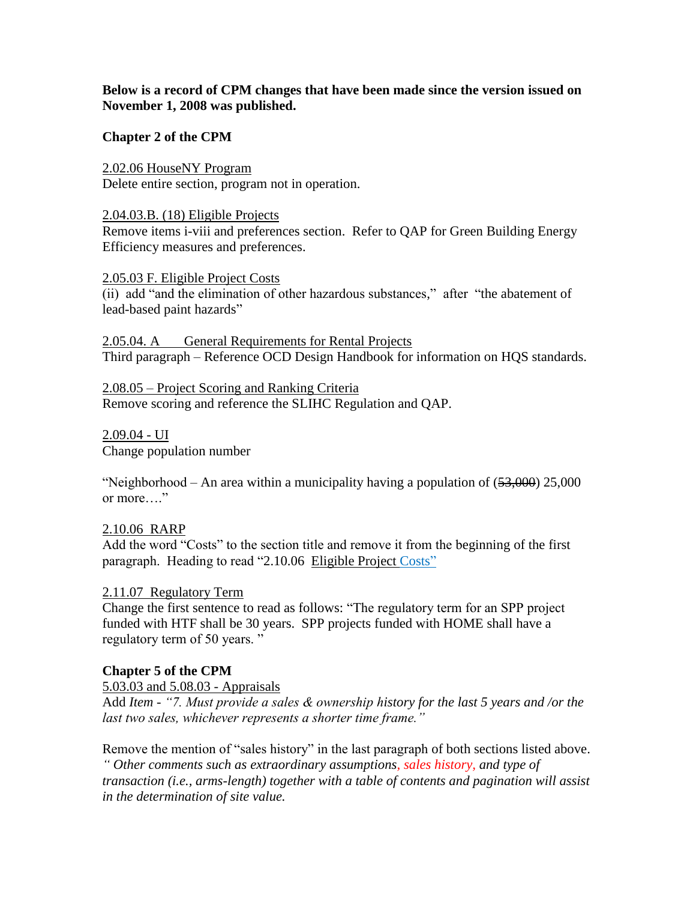**Below is a record of CPM changes that have been made since the version issued on November 1, 2008 was published.**

**Chapter 2 of the CPM**

<u>2.02.06 HouseNY Program</u>
Delete entire section, program not in operation.

<u>2.04.03.B. (18) Eligible Projects</u>
Remove items i-viii and preferences section. Refer to QAP for Green Building Energy Efficiency measures and preferences.

<u>2.05.03 F. Eligible Project Costs</u>
(ii) add "and the elimination of other hazardous substances," after "the abatement of lead-based paint hazards"

<u>2.05.04. A General Requirements for Rental Projects</u>
Third paragraph – Reference OCD Design Handbook for information on HQS standards.

<u>2.08.05 – Project Scoring and Ranking Criteria</u>
Remove scoring and reference the SLIHC Regulation and QAP.

<u>2.09.04 - UI</u>
Change population number

"Neighborhood – An area within a municipality having a population of (~~53,000~~) 25,000 or more…."

<u>2.10.06 RARP</u>
Add the word "Costs" to the section title and remove it from the beginning of the first paragraph. Heading to read "2.10.06 <u>Eligible Project Costs"</u>

<u>2.11.07 Regulatory Term</u>
Change the first sentence to read as follows: "The regulatory term for an SPP project funded with HTF shall be 30 years. SPP projects funded with HOME shall have a regulatory term of 50 years. "

**Chapter 5 of the CPM**
<u>5.03.03 and 5.08.03 - Appraisals</u>
Add *Item - "7. Must provide a sales & ownership history for the last 5 years and /or the last two sales, whichever represents a shorter time frame."*

Remove the mention of "sales history" in the last paragraph of both sections listed above.
*" Other comments such as extraordinary assumptions, sales history, and type of transaction (i.e., arms-length) together with a table of contents and pagination will assist in the determination of site value.*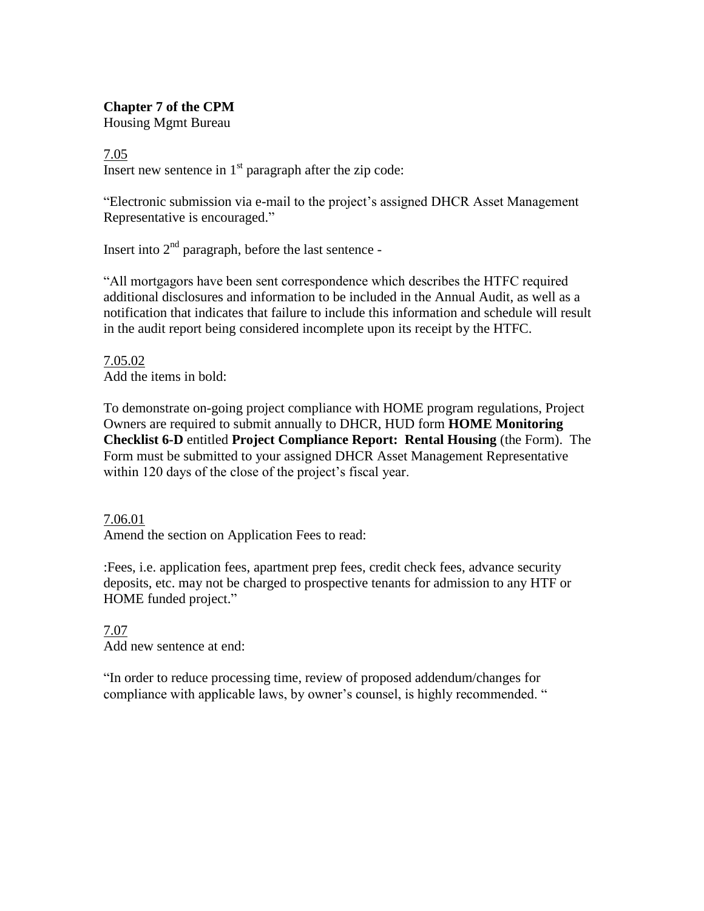**Chapter 7 of the CPM**
Housing Mgmt Bureau

7.05
Insert new sentence in 1st paragraph after the zip code:

"Electronic submission via e-mail to the project's assigned DHCR Asset Management Representative is encouraged."

Insert into 2nd paragraph, before the last sentence -

"All mortgagors have been sent correspondence which describes the HTFC required additional disclosures and information to be included in the Annual Audit, as well as a notification that indicates that failure to include this information and schedule will result in the audit report being considered incomplete upon its receipt by the HTFC.

7.05.02
Add the items in bold:

To demonstrate on-going project compliance with HOME program regulations, Project Owners are required to submit annually to DHCR, HUD form **HOME Monitoring Checklist 6-D** entitled **Project Compliance Report: Rental Housing** (the Form). The Form must be submitted to your assigned DHCR Asset Management Representative within 120 days of the close of the project's fiscal year.

7.06.01
Amend the section on Application Fees to read:

:Fees, i.e. application fees, apartment prep fees, credit check fees, advance security deposits, etc. may not be charged to prospective tenants for admission to any HTF or HOME funded project."

7.07
Add new sentence at end:

"In order to reduce processing time, review of proposed addendum/changes for compliance with applicable laws, by owner's counsel, is highly recommended. "